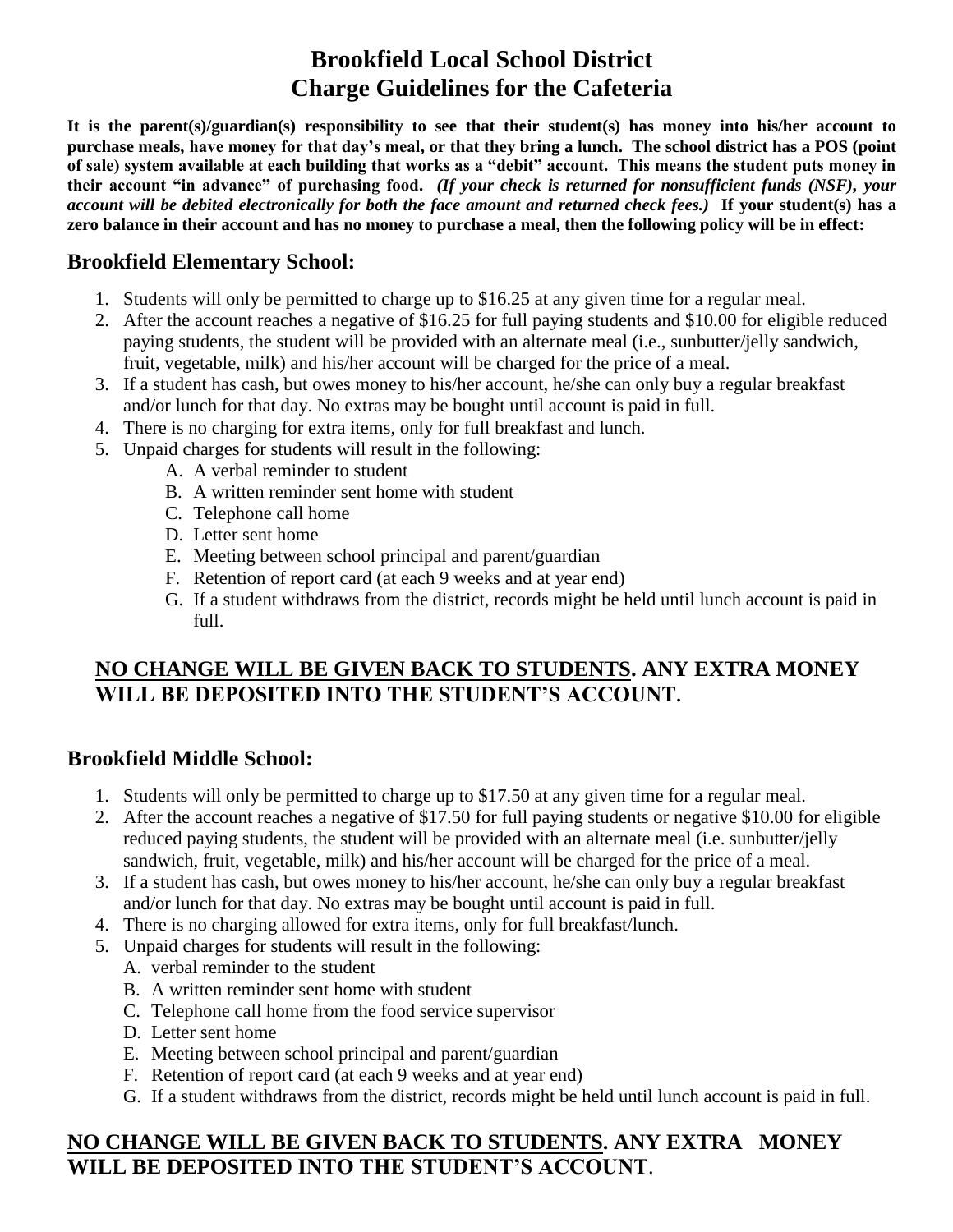# Brookfield Local School District
# Charge Guidelines for the Cafeteria

**It is the parent(s)/guardian(s) responsibility to see that their student(s) has money into his/her account to purchase meals, have money for that day's meal, or that they bring a lunch. The school district has a POS (point of sale) system available at each building that works as a "debit" account. This means the student puts money in their account "in advance" of purchasing food.** ***(If your check is returned for nonsufficient funds (NSF), your account will be debited electronically for both the face amount and returned check fees.)*** **If your student(s) has a zero balance in their account and has no money to purchase a meal, then the following policy will be in effect:**

## Brookfield Elementary School:

1. Students will only be permitted to charge up to $16.25 at any given time for a regular meal.
2. After the account reaches a negative of $16.25 for full paying students and $10.00 for eligible reduced paying students, the student will be provided with an alternate meal (i.e., sunbutter/jelly sandwich, fruit, vegetable, milk) and his/her account will be charged for the price of a meal.
3. If a student has cash, but owes money to his/her account, he/she can only buy a regular breakfast and/or lunch for that day. No extras may be bought until account is paid in full.
4. There is no charging for extra items, only for full breakfast and lunch.
5. Unpaid charges for students will result in the following:
   - A. A verbal reminder to student
   - B. A written reminder sent home with student
   - C. Telephone call home
   - D. Letter sent home
   - E. Meeting between school principal and parent/guardian
   - F. Retention of report card (at each 9 weeks and at year end)
   - G. If a student withdraws from the district, records might be held until lunch account is paid in full.

**<u>NO CHANGE WILL BE GIVEN BACK TO STUDENTS</u>. ANY EXTRA MONEY WILL BE DEPOSITED INTO THE STUDENT'S ACCOUNT.**

## Brookfield Middle School:

1. Students will only be permitted to charge up to $17.50 at any given time for a regular meal.
2. After the account reaches a negative of $17.50 for full paying students or negative $10.00 for eligible reduced paying students, the student will be provided with an alternate meal (i.e. sunbutter/jelly sandwich, fruit, vegetable, milk) and his/her account will be charged for the price of a meal.
3. If a student has cash, but owes money to his/her account, he/she can only buy a regular breakfast and/or lunch for that day. No extras may be bought until account is paid in full.
4. There is no charging allowed for extra items, only for full breakfast/lunch.
5. Unpaid charges for students will result in the following:
   - A. verbal reminder to the student
   - B. A written reminder sent home with student
   - C. Telephone call home from the food service supervisor
   - D. Letter sent home
   - E. Meeting between school principal and parent/guardian
   - F. Retention of report card (at each 9 weeks and at year end)
   - G. If a student withdraws from the district, records might be held until lunch account is paid in full.

**<u>NO CHANGE WILL BE GIVEN BACK TO STUDENTS</u>. ANY EXTRA MONEY WILL BE DEPOSITED INTO THE STUDENT'S ACCOUNT**.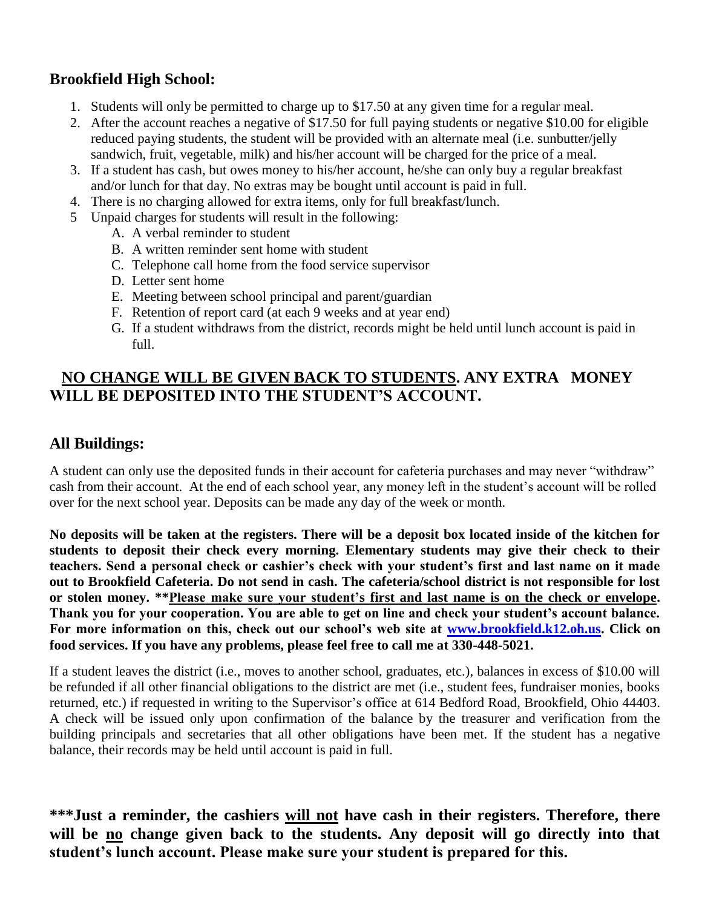## Brookfield High School:

1. Students will only be permitted to charge up to $17.50 at any given time for a regular meal.
2. After the account reaches a negative of $17.50 for full paying students or negative $10.00 for eligible reduced paying students, the student will be provided with an alternate meal (i.e. sunbutter/jelly sandwich, fruit, vegetable, milk) and his/her account will be charged for the price of a meal.
3. If a student has cash, but owes money to his/her account, he/she can only buy a regular breakfast and/or lunch for that day. No extras may be bought until account is paid in full.
4. There is no charging allowed for extra items, only for full breakfast/lunch.
5. Unpaid charges for students will result in the following:
   - A. A verbal reminder to student
   - B. A written reminder sent home with student
   - C. Telephone call home from the food service supervisor
   - D. Letter sent home
   - E. Meeting between school principal and parent/guardian
   - F. Retention of report card (at each 9 weeks and at year end)
   - G. If a student withdraws from the district, records might be held until lunch account is paid in full.

**<u>NO CHANGE WILL BE GIVEN BACK TO STUDENTS</u>. ANY EXTRA MONEY WILL BE DEPOSITED INTO THE STUDENT'S ACCOUNT.**

## All Buildings:

A student can only use the deposited funds in their account for cafeteria purchases and may never "withdraw" cash from their account. At the end of each school year, any money left in the student's account will be rolled over for the next school year. Deposits can be made any day of the week or month.

**No deposits will be taken at the registers. There will be a deposit box located inside of the kitchen for students to deposit their check every morning. Elementary students may give their check to their teachers. Send a personal check or cashier's check with your student's first and last name on it made out to Brookfield Cafeteria. Do not send in cash. The cafeteria/school district is not responsible for lost or stolen money. \*\*<u>Please make sure your student's first and last name is on the check or envelope</u>. Thank you for your cooperation. You are able to get on line and check your student's account balance. For more information on this, check out our school's web site at [www.brookfield.k12.oh.us](http://www.brookfield.k12.oh.us). Click on food services. If you have any problems, please feel free to call me at 330-448-5021.**

If a student leaves the district (i.e., moves to another school, graduates, etc.), balances in excess of $10.00 will be refunded if all other financial obligations to the district are met (i.e., student fees, fundraiser monies, books returned, etc.) if requested in writing to the Supervisor's office at 614 Bedford Road, Brookfield, Ohio 44403. A check will be issued only upon confirmation of the balance by the treasurer and verification from the building principals and secretaries that all other obligations have been met. If the student has a negative balance, their records may be held until account is paid in full.

**\*\*\*Just a reminder, the cashiers <u>will not</u> have cash in their registers. Therefore, there will be <u>no</u> change given back to the students. Any deposit will go directly into that student's lunch account. Please make sure your student is prepared for this.**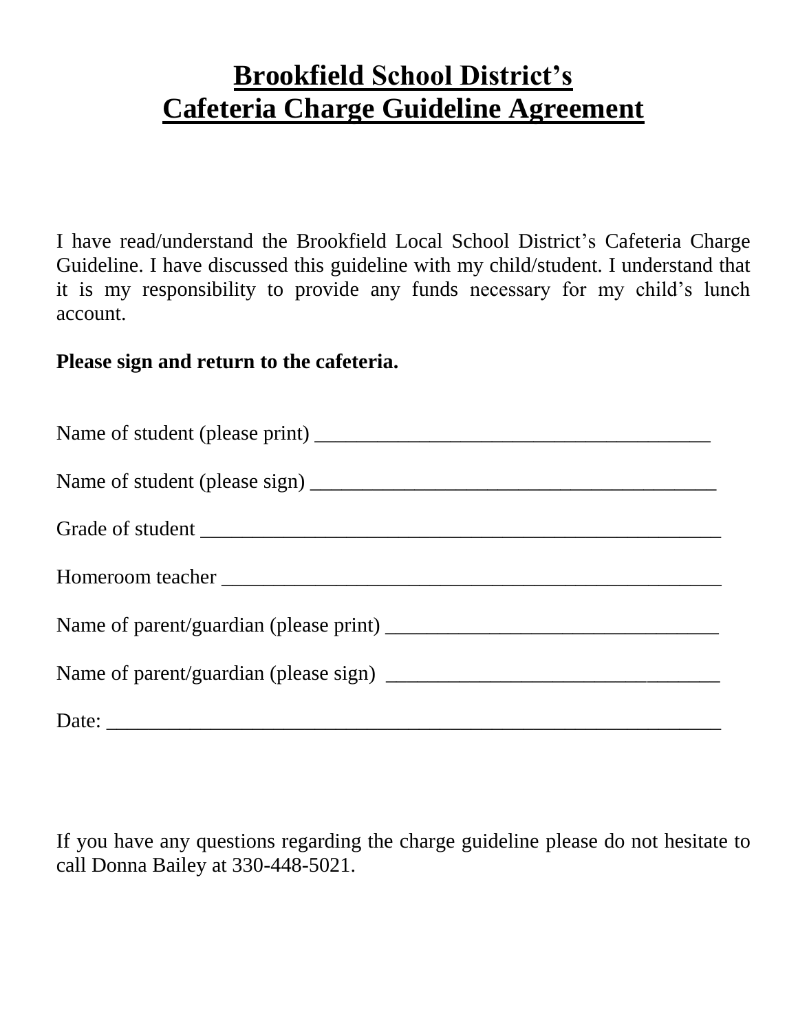# Brookfield School District's Cafeteria Charge Guideline Agreement

I have read/understand the Brookfield Local School District's Cafeteria Charge Guideline. I have discussed this guideline with my child/student. I understand that it is my responsibility to provide any funds necessary for my child's lunch account.

**Please sign and return to the cafeteria.**

Name of student (please print) _______________________________________

Name of student (please sign) ________________________________________

Grade of student ____________________________________________________

Homeroom teacher ___________________________________________________

Name of parent/guardian (please print) ________________________________

Name of parent/guardian (please sign) ________________________________

Date: ____________________________________________________________

If you have any questions regarding the charge guideline please do not hesitate to call Donna Bailey at 330-448-5021.